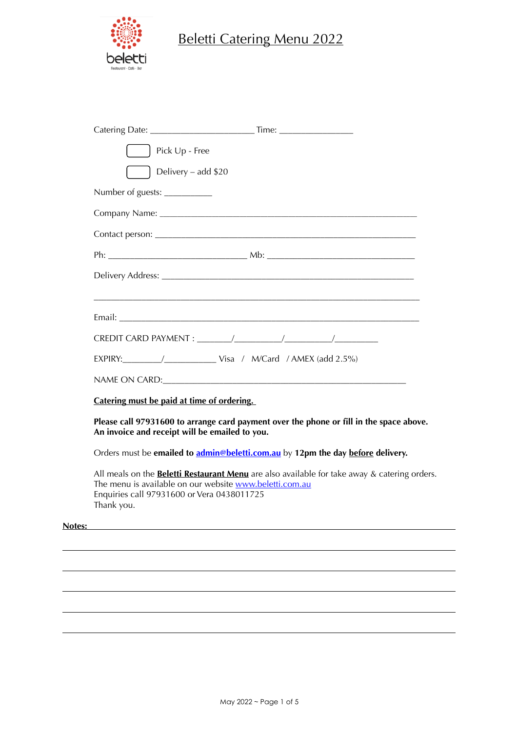beletti

Restaurant - Café - Bar

# Beletti Catering Menu 2022

Catering Date: ______________________ Time: ________________

☐ Pick Up - Free

☐ Delivery – add $20

Number of guests: __________

Company Name: ________________________________________________________

Contact person: ________________________________________________________

Ph: ______________________________ Mb: ________________________________

Delivery Address: ______________________________________________________

______________________________________________________________________

Email: ________________________________________________________________

CREDIT CARD PAYMENT : _______/_________/_________/_________

EXPIRY:________/___________ Visa / M/Card / AMEX (add 2.5%)

NAME ON CARD:___________________________________________________

**Catering must be paid at time of ordering.**

**Please call 97931600 to arrange card payment over the phone or fill in the space above. An invoice and receipt will be emailed to you.**

Orders must be **emailed to admin@beletti.com.au** by **12pm the day before delivery.**

All meals on the **Beletti Restaurant Menu** are also available for take away & catering orders.
The menu is available on our website www.beletti.com.au
Enquiries call 97931600 or Vera 0438011725
Thank you.

**Notes:** ______________________________________________________________

______________________________________________________________________

______________________________________________________________________

______________________________________________________________________

______________________________________________________________________

______________________________________________________________________

May 2022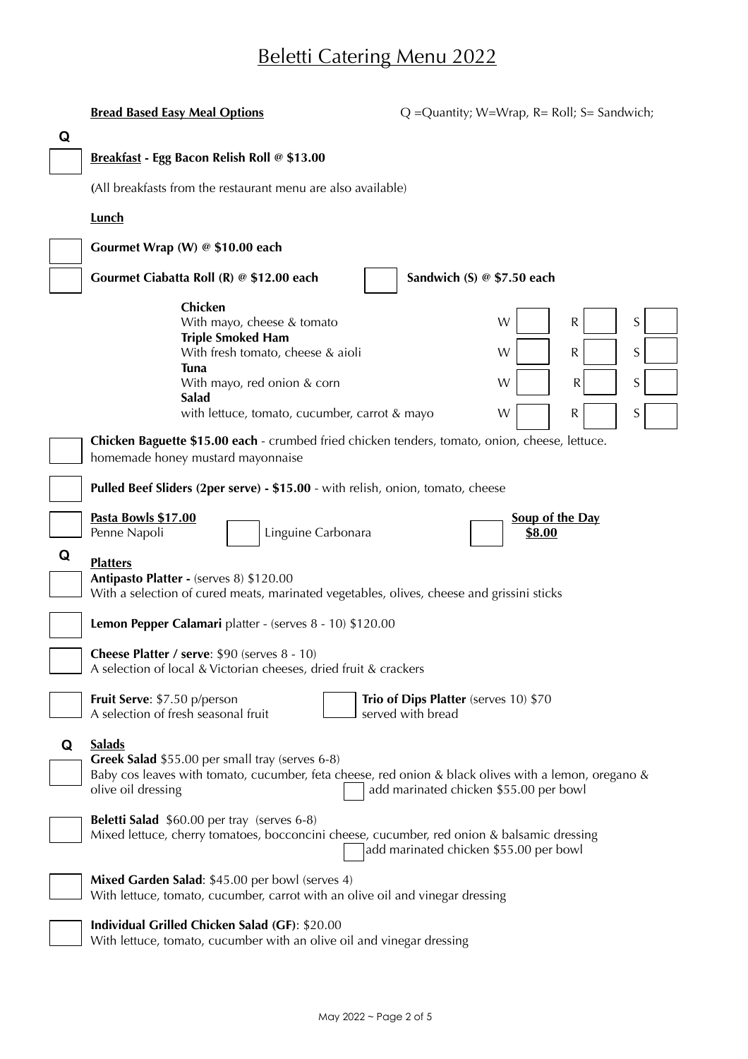# Beletti Catering Menu 2022

**Bread Based Easy Meal Options** — Q =Quantity; W=Wrap, R= Roll; S= Sandwich;

**Q**

**Breakfast - Egg Bacon Relish Roll @ $13.00**

(All breakfasts from the restaurant menu are also available)

**Lunch**

**Gourmet Wrap (W) @ $10.00 each**

**Gourmet Ciabatta Roll (R) @ $12.00 each**

**Sandwich (S) @ $7.50 each**

| | W | R | S |
|---|---|---|---|
| **Chicken** With mayo, cheese & tomato | | | |
| **Triple Smoked Ham** With fresh tomato, cheese & aioli | | | |
| **Tuna** With mayo, red onion & corn | | | |
| **Salad** with lettuce, tomato, cucumber, carrot & mayo | | | |

**Chicken Baguette $15.00 each** - crumbed fried chicken tenders, tomato, onion, cheese, lettuce. homemade honey mustard mayonnaise

**Pulled Beef Sliders (2per serve) - $15.00** - with relish, onion, tomato, cheese

**Pasta Bowls $17.00**
Penne Napoli
Linguine Carbonara

**Soup of the Day**
**$8.00**

**Q**

**Platters**

**Antipasto Platter -** (serves 8) $120.00
With a selection of cured meats, marinated vegetables, olives, cheese and grissini sticks

**Lemon Pepper Calamari** platter - (serves 8 - 10) $120.00

**Cheese Platter / serve**: $90 (serves 8 - 10)
A selection of local & Victorian cheeses, dried fruit & crackers

**Fruit Serve**: $7.50 p/person
A selection of fresh seasonal fruit

**Trio of Dips Platter** (serves 10) $70
served with bread

**Q**

**Salads**

**Greek Salad** $55.00 per small tray (serves 6-8)
Baby cos leaves with tomato, cucumber, feta cheese, red onion & black olives with a lemon, oregano & olive oil dressing
add marinated chicken $55.00 per bowl

**Beletti Salad** $60.00 per tray (serves 6-8)
Mixed lettuce, cherry tomatoes, bocconcini cheese, cucumber, red onion & balsamic dressing
add marinated chicken $55.00 per bowl

**Mixed Garden Salad**: $45.00 per bowl (serves 4)
With lettuce, tomato, cucumber, carrot with an olive oil and vinegar dressing

**Individual Grilled Chicken Salad (GF)**: $20.00
With lettuce, tomato, cucumber with an olive oil and vinegar dressing

May 2022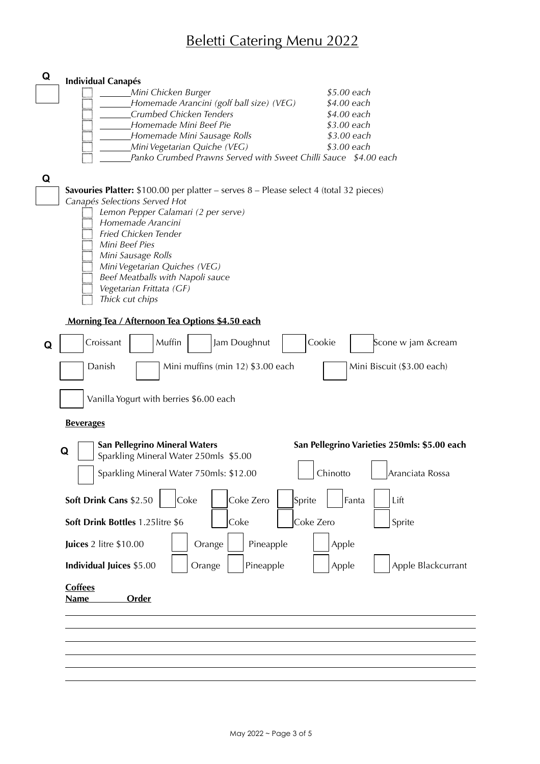# Beletti Catering Menu 2022

**Q**

**Individual Canapés**

- ______*Mini Chicken Burger* — *$5.00 each*
- ______*Homemade Arancini (golf ball size) (VEG)* — *$4.00 each*
- ______*Crumbed Chicken Tenders* — *$4.00 each*
- ______*Homemade Mini Beef Pie* — *$3.00 each*
- ______*Homemade Mini Sausage Rolls* — *$3.00 each*
- ______*Mini Vegetarian Quiche (VEG)* — *$3.00 each*
- ______*Panko Crumbed Prawns Served with Sweet Chilli Sauce* — *$4.00 each*

**Q**

**Savouries Platter:** $100.00 per platter – serves 8 – Please select 4 (total 32 pieces)

*Canapés Selections Served Hot*

- *Lemon Pepper Calamari (2 per serve)*
- *Homemade Arancini*
- *Fried Chicken Tender*
- *Mini Beef Pies*
- *Mini Sausage Rolls*
- *Mini Vegetarian Quiches (VEG)*
- *Beef Meatballs with Napoli sauce*
- *Vegetarian Frittata (GF)*
- *Thick cut chips*

**Morning Tea / Afternoon Tea Options $4.50 each**

**Q**

- Croissant
- Muffin
- Jam Doughnut
- Cookie
- Scone w jam &cream
- Danish
- Mini muffins (min 12) $3.00 each
- Mini Biscuit ($3.00 each)
- Vanilla Yogurt with berries $6.00 each

**Beverages**

**Q**

**San Pellegrino Mineral Waters**

- Sparkling Mineral Water 250mls $5.00
- Sparkling Mineral Water 750mls: $12.00

**San Pellegrino Varieties 250mls: $5.00 each**

- Chinotto
- Aranciata Rossa

**Soft Drink Cans** $2.50: Coke, Coke Zero, Sprite, Fanta, Lift

**Soft Drink Bottles** 1.25litre $6: Coke, Coke Zero, Sprite

**Juices** 2 litre $10.00: Orange, Pineapple, Apple

**Individual Juices** $5.00: Orange, Pineapple, Apple, Apple Blackcurrant

**Coffees**

| **Name** | **Order** |
|---|---|
| | |
| | |
| | |
| | |
| | |
| | |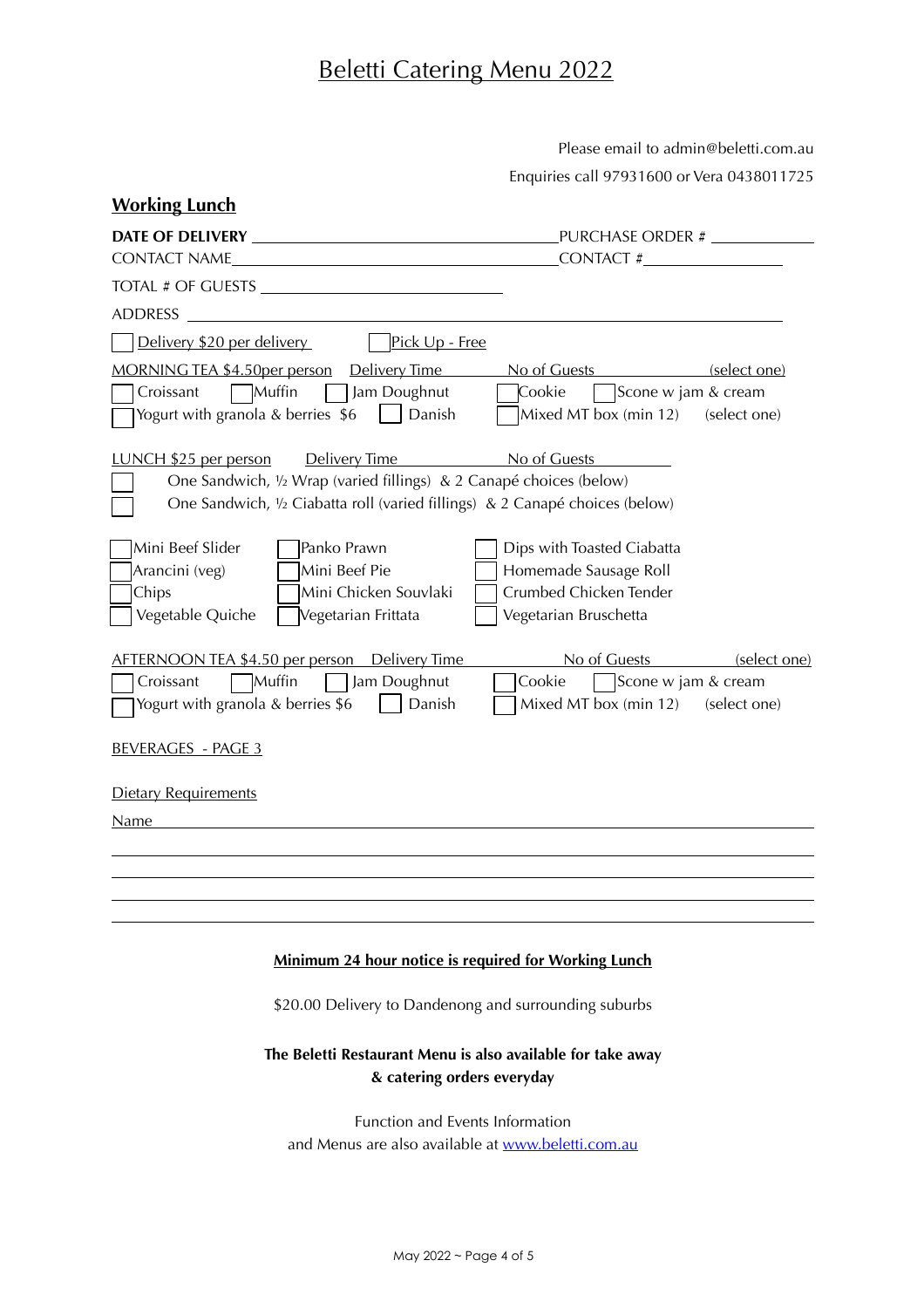# Beletti Catering Menu 2022

Please email to admin@beletti.com.au

Enquiries call 97931600 or Vera 0438011725

## Working Lunch

**DATE OF DELIVERY** ______________________ PURCHASE ORDER # __________

CONTACT NAME ______________________ CONTACT # __________

TOTAL # OF GUESTS ______________________

ADDRESS ______________________

☐ Delivery $20 per delivery ☐ Pick Up - Free

MORNING TEA $4.50per person  Delivery Time ________ No of Guests ________ (select one)

☐ Croissant ☐ Muffin ☐ Jam Doughnut ☐ Cookie ☐ Scone w jam & cream

☐ Yogurt with granola & berries $6 ☐ Danish ☐ Mixed MT box (min 12) (select one)

LUNCH $25 per person  Delivery Time ________ No of Guests ________

☐ One Sandwich, ½ Wrap (varied fillings) & 2 Canapé choices (below)

☐ One Sandwich, ½ Ciabatta roll (varied fillings) & 2 Canapé choices (below)

☐ Mini Beef Slider ☐ Panko Prawn ☐ Dips with Toasted Ciabatta

☐ Arancini (veg) ☐ Mini Beef Pie ☐ Homemade Sausage Roll

☐ Chips ☐ Mini Chicken Souvlaki ☐ Crumbed Chicken Tender

☐ Vegetable Quiche ☐ Vegetarian Frittata ☐ Vegetarian Bruschetta

AFTERNOON TEA $4.50 per person  Delivery Time ________ No of Guests ________ (select one)

☐ Croissant ☐ Muffin ☐ Jam Doughnut ☐ Cookie ☐ Scone w jam & cream

☐ Yogurt with granola & berries $6 ☐ Danish ☐ Mixed MT box (min 12) (select one)

BEVERAGES - PAGE 3

Dietary Requirements

Name ______________________

______________________

______________________

______________________

______________________

**Minimum 24 hour notice is required for Working Lunch**

$20.00 Delivery to Dandenong and surrounding suburbs

**The Beletti Restaurant Menu is also available for take away & catering orders everyday**

Function and Events Information
and Menus are also available at www.beletti.com.au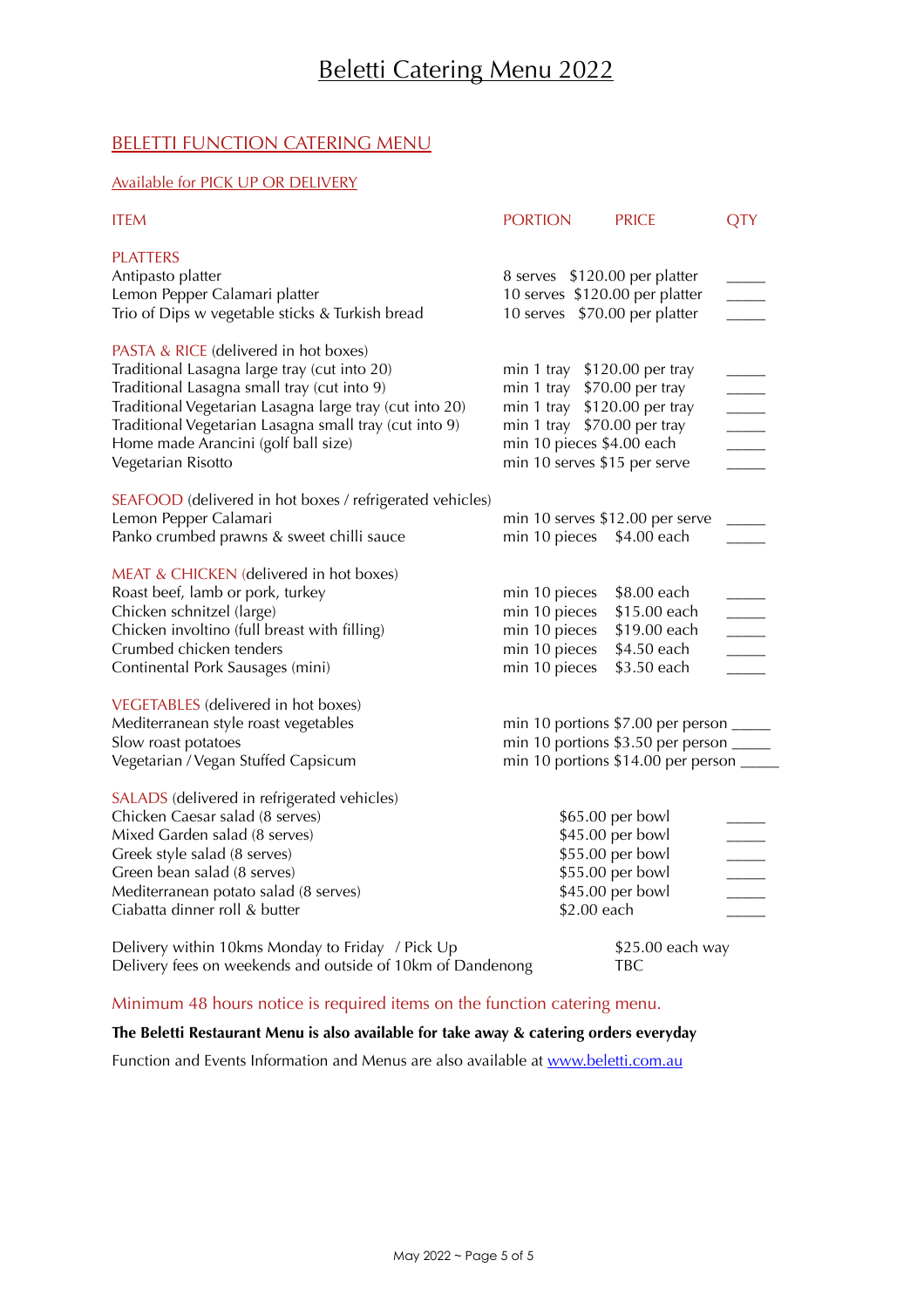# Beletti Catering Menu 2022

## BELETTI FUNCTION CATERING MENU

Available for PICK UP OR DELIVERY

| ITEM | PORTION | PRICE | QTY |
|---|---|---|---|
| **PLATTERS** | | | |
| Antipasto platter | 8 serves | $120.00 per platter | _____ |
| Lemon Pepper Calamari platter | 10 serves | $120.00 per platter | _____ |
| Trio of Dips w vegetable sticks & Turkish bread | 10 serves | $70.00 per platter | _____ |
| **PASTA & RICE** (delivered in hot boxes) | | | |
| Traditional Lasagna large tray (cut into 20) | min 1 tray | $120.00 per tray | _____ |
| Traditional Lasagna small tray (cut into 9) | min 1 tray | $70.00 per tray | _____ |
| Traditional Vegetarian Lasagna large tray (cut into 20) | min 1 tray | $120.00 per tray | _____ |
| Traditional Vegetarian Lasagna small tray (cut into 9) | min 1 tray | $70.00 per tray | _____ |
| Home made Arancini (golf ball size) | min 10 pieces | $4.00 each | _____ |
| Vegetarian Risotto | min 10 serves | $15 per serve | _____ |
| **SEAFOOD** (delivered in hot boxes / refrigerated vehicles) | | | |
| Lemon Pepper Calamari | min 10 serves | $12.00 per serve | _____ |
| Panko crumbed prawns & sweet chilli sauce | min 10 pieces | $4.00 each | _____ |
| **MEAT & CHICKEN** (delivered in hot boxes) | | | |
| Roast beef, lamb or pork, turkey | min 10 pieces | $8.00 each | _____ |
| Chicken schnitzel (large) | min 10 pieces | $15.00 each | _____ |
| Chicken involtino (full breast with filling) | min 10 pieces | $19.00 each | _____ |
| Crumbed chicken tenders | min 10 pieces | $4.50 each | _____ |
| Continental Pork Sausages (mini) | min 10 pieces | $3.50 each | _____ |
| **VEGETABLES** (delivered in hot boxes) | | | |
| Mediterranean style roast vegetables | min 10 portions | $7.00 per person | _____ |
| Slow roast potatoes | min 10 portions | $3.50 per person | _____ |
| Vegetarian / Vegan Stuffed Capsicum | min 10 portions | $14.00 per person | _____ |
| **SALADS** (delivered in refrigerated vehicles) | | | |
| Chicken Caesar salad (8 serves) | | $65.00 per bowl | _____ |
| Mixed Garden salad (8 serves) | | $45.00 per bowl | _____ |
| Greek style salad (8 serves) | | $55.00 per bowl | _____ |
| Green bean salad (8 serves) | | $55.00 per bowl | _____ |
| Mediterranean potato salad (8 serves) | | $45.00 per bowl | _____ |
| Ciabatta dinner roll & butter | | $2.00 each | _____ |

| | |
|---|---|
| Delivery within 10kms Monday to Friday / Pick Up | $25.00 each way |
| Delivery fees on weekends and outside of 10km of Dandenong | TBC |

Minimum 48 hours notice is required items on the function catering menu.

**The Beletti Restaurant Menu is also available for take away & catering orders everyday**

Function and Events Information and Menus are also available at www.beletti.com.au